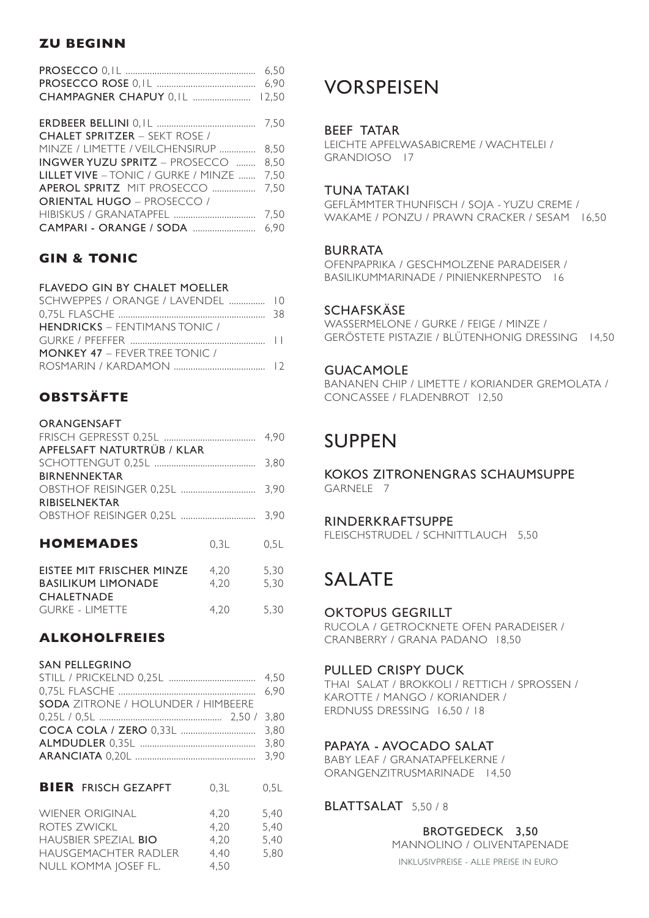## ZU BEGINN

| | |
|---|---|
| **PROSECCO** 0,1L | 6,50 |
| **PROSECCO ROSE** 0,1L | 6,90 |
| **CHAMPAGNER CHAPUY** 0,1L | 12,50 |
| **ERDBEER BELLINI** 0,1L | 7,50 |
| **CHALET SPRITZER** – SEKT ROSE / MINZE / LIMETTE / VEILCHENSIRUP | 8,50 |
| **INGWER YUZU SPRITZ** – PROSECCO | 8,50 |
| **LILLET VIVE** – TONIC / GURKE / MINZE | 7,50 |
| **APEROL SPRITZ** MIT PROSECCO | 7,50 |
| **ORIENTAL HUGO** – PROSECCO / HIBISKUS / GRANATAPFEL | 7,50 |
| **CAMPARI - ORANGE / SODA** | 6,90 |

## GIN & TONIC

| | |
|---|---|
| **FLAVEDO GIN BY CHALET MOELLER** SCHWEPPES / ORANGE / LAVENDEL | 10 |
| 0,75L FLASCHE | 38 |
| **HENDRICKS** – FENTIMANS TONIC / GURKE / PFEFFER | 11 |
| **MONKEY 47** – FEVER TREE TONIC / ROSMARIN / KARDAMON | 12 |

## OBSTSÄFTE

| | |
|---|---|
| **ORANGENSAFT** FRISCH GEPRESST 0,25L | 4,90 |
| **APFELSAFT NATURTRÜB / KLAR** SCHOTTENGUT 0,25L | 3,80 |
| **BIRNENNEKTAR** OBSTHOF REISINGER 0,25L | 3,90 |
| **RIBISELNEKTAR** OBSTHOF REISINGER 0,25L | 3,90 |

## HOMEMADES

| | 0,3L | 0,5L |
|---|---|---|
| EISTEE MIT FRISCHER MINZE | 4,20 | 5,30 |
| BASILIKUM LIMONADE | 4,20 | 5,30 |
| CHALETNADE GURKE - LIMETTE | 4,20 | 5,30 |

## ALKOHOLFREIES

| | |
|---|---|
| **SAN PELLEGRINO** STILL / PRICKELND 0,25L | 4,50 |
| 0,75L FLASCHE | 6,90 |
| **SODA** ZITRONE / HOLUNDER / HIMBEERE 0,25L / 0,5L | 2,50 / 3,80 |
| **COCA COLA / ZERO** 0,33L | 3,80 |
| **ALMDUDLER** 0,35L | 3,80 |
| **ARANCIATA** 0,20L | 3,90 |

## BIER FRISCH GEZAPFT

| | 0,3L | 0,5L |
|---|---|---|
| WIENER ORIGINAL | 4,20 | 5,40 |
| ROTES ZWICKL | 4,20 | 5,40 |
| HAUSBIER SPEZIAL **BIO** | 4,20 | 5,40 |
| HAUSGEMACHTER RADLER | 4,40 | 5,80 |
| NULL KOMMA JOSEF FL. | 4,50 | |

# VORSPEISEN

### BEEF TATAR
LEICHTE APFELWASABICREME / WACHTELEI / GRANDIOSO 17

### TUNA TATAKI
GEFLÄMMTER THUNFISCH / SOJA - YUZU CREME / WAKAME / PONZU / PRAWN CRACKER / SESAM 16,50

### BURRATA
OFENPAPRIKA / GESCHMOLZENE PARADEISER / BASILIKUMMARINADE / PINIENKERNPESTO 16

### SCHAFSKÄSE
WASSERMELONE / GURKE / FEIGE / MINZE / GERÖSTETE PISTAZIE / BLÜTENHONIG DRESSING 14,50

### GUACAMOLE
BANANEN CHIP / LIMETTE / KORIANDER GREMOLATA / CONCASSEE / FLADENBROT 12,50

# SUPPEN

### KOKOS ZITRONENGRAS SCHAUMSUPPE
GARNELE 7

### RINDERKRAFTSUPPE
FLEISCHSTRUDEL / SCHNITTLAUCH 5,50

# SALATE

### OKTOPUS GEGRILLT
RUCOLA / GETROCKNETE OFEN PARADEISER / CRANBERRY / GRANA PADANO 18,50

### PULLED CRISPY DUCK
THAI SALAT / BROKKOLI / RETTICH / SPROSSEN / KAROTTE / MANGO / KORIANDER / ERDNUSS DRESSING 16,50 / 18

### PAPAYA - AVOCADO SALAT
BABY LEAF / GRANATAPFELKERNE / ORANGENZITRUSMARINADE 14,50

### BLATTSALAT 5,50 / 8

**BROTGEDECK 3,50**
MANNOLINO / OLIVENTAPENADE

INKLUSIVPREISE - ALLE PREISE IN EURO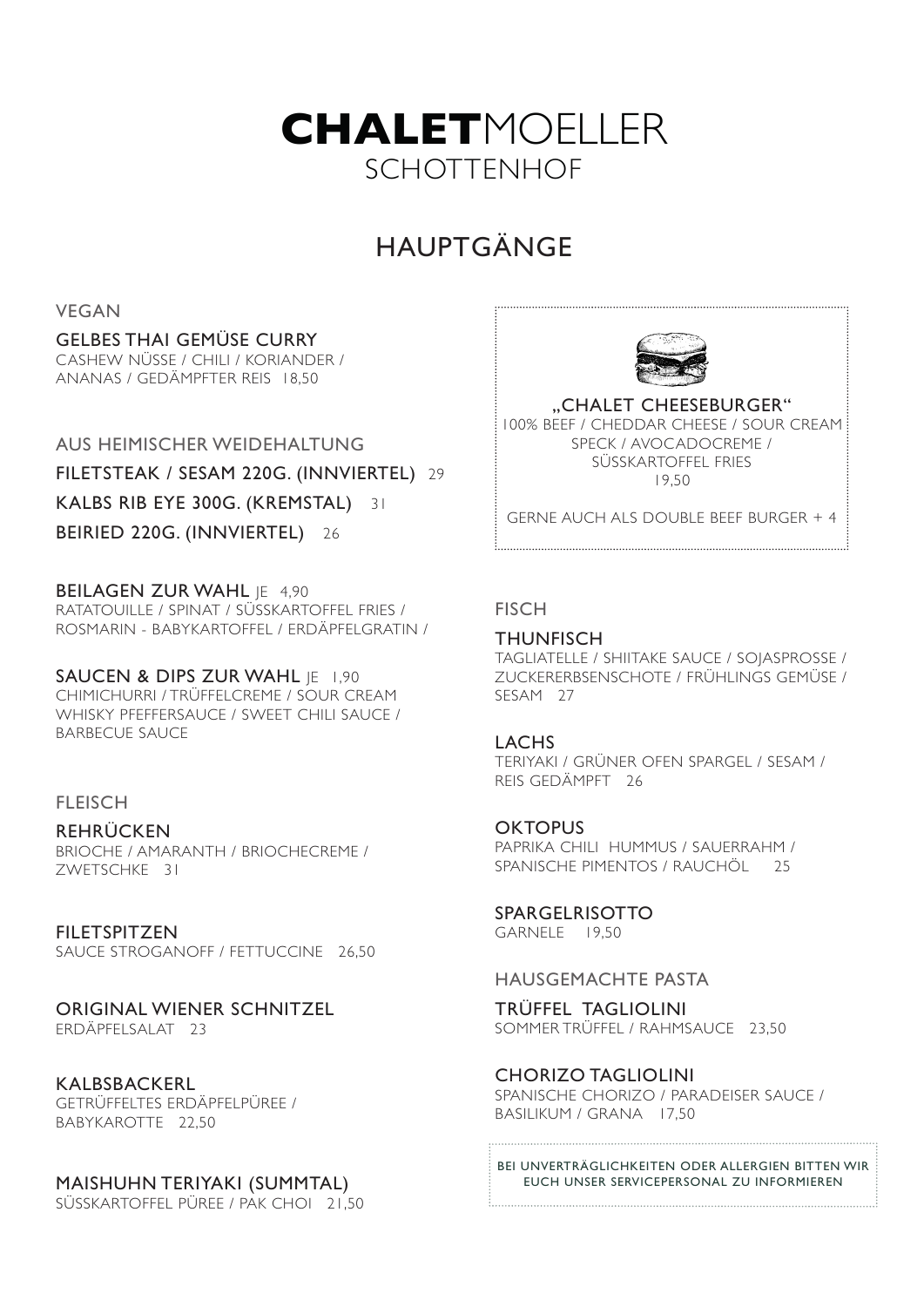# **CHALET**MOELLER
SCHOTTENHOF

## HAUPTGÄNGE

### VEGAN

**GELBES THAI GEMÜSE CURRY**
CASHEW NÜSSE / CHILI / KORIANDER / ANANAS / GEDÄMPFTER REIS 18,50

### AUS HEIMISCHER WEIDEHALTUNG

**FILETSTEAK / SESAM 220G. (INNVIERTEL)** 29

**KALBS RIB EYE 300G. (KREMSTAL)** 31

**BEIRIED 220G. (INNVIERTEL)** 26

**BEILAGEN ZUR WAHL** JE 4,90
RATATOUILLE / SPINAT / SÜSSKARTOFFEL FRIES / ROSMARIN - BABYKARTOFFEL / ERDÄPFELGRATIN /

**SAUCEN & DIPS ZUR WAHL** JE 1,90
CHIMICHURRI / TRÜFFELCREME / SOUR CREAM WHISKY PFEFFERSAUCE / SWEET CHILI SAUCE / BARBECUE SAUCE

### FLEISCH

**REHRÜCKEN**
BRIOCHE / AMARANTH / BRIOCHECREME / ZWETSCHKE 31

**FILETSPITZEN**
SAUCE STROGANOFF / FETTUCCINE 26,50

**ORIGINAL WIENER SCHNITZEL**
ERDÄPFELSALAT 23

**KALBSBACKERL**
GETRÜFFELTES ERDÄPFELPÜREE / BABYKAROTTE 22,50

**MAISHUHN TERIYAKI (SUMMTAL)**
SÜSSKARTOFFEL PÜREE / PAK CHOI 21,50

---

**„CHALET CHEESEBURGER"**
100% BEEF / CHEDDAR CHEESE / SOUR CREAM SPECK / AVOCADOCREME / SÜSSKARTOFFEL FRIES
19,50

GERNE AUCH ALS DOUBLE BEEF BURGER + 4

---

### FISCH

**THUNFISCH**
TAGLIATELLE / SHIITAKE SAUCE / SOJASPROSSE / ZUCKERERBSENSCHOTE / FRÜHLINGS GEMÜSE / SESAM 27

**LACHS**
TERIYAKI / GRÜNER OFEN SPARGEL / SESAM / REIS GEDÄMPFT 26

**OKTOPUS**
PAPRIKA CHILI HUMMUS / SAUERRAHM / SPANISCHE PIMENTOS / RAUCHÖL 25

**SPARGELRISOTTO**
GARNELE 19,50

### HAUSGEMACHTE PASTA

**TRÜFFEL TAGLIOLINI**
SOMMER TRÜFFEL / RAHMSAUCE 23,50

**CHORIZO TAGLIOLINI**
SPANISCHE CHORIZO / PARADEISER SAUCE / BASILIKUM / GRANA 17,50

---

BEI UNVERTRÄGLICHKEITEN ODER ALLERGIEN BITTEN WIR EUCH UNSER SERVICEPERSONAL ZU INFORMIEREN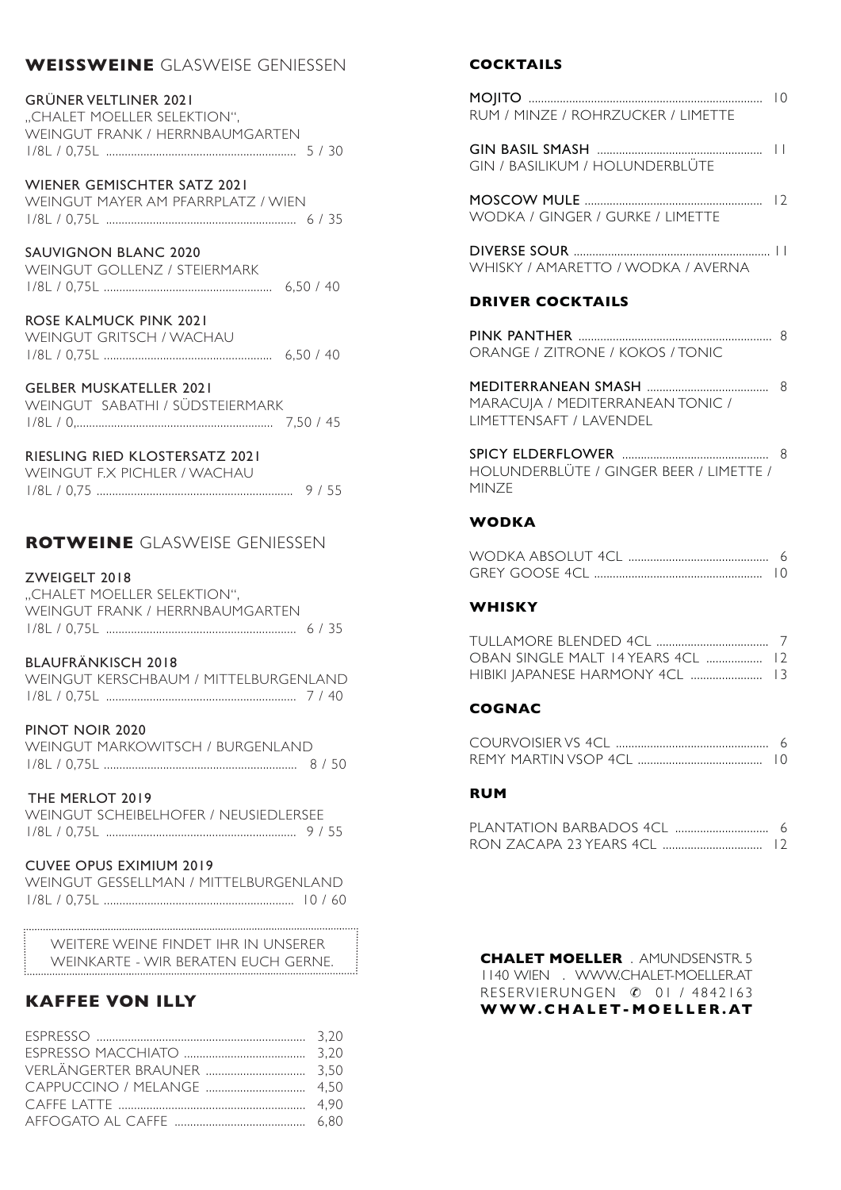## **WEISSWEINE** GLASWEISE GENIESSEN

GRÜNER VELTLINER 2021
„CHALET MOELLER SELEKTION",
WEINGUT FRANK / HERRNBAUMGARTEN
1/8L / 0,75L ............................................................ 5 / 30

WIENER GEMISCHTER SATZ 2021
WEINGUT MAYER AM PFARRPLATZ / WIEN
1/8L / 0,75L ............................................................ 6 / 35

SAUVIGNON BLANC 2020
WEINGUT GOLLENZ / STEIERMARK
1/8L / 0,75L ...................................................... 6,50 / 40

ROSE KALMUCK PINK 2021
WEINGUT GRITSCH / WACHAU
1/8L / 0,75L ...................................................... 6,50 / 40

GELBER MUSKATELLER 2021
WEINGUT SABATHI / SÜDSTEIERMARK
1/8L / 0,.............................................................. 7,50 / 45

RIESLING RIED KLOSTERSATZ 2021
WEINGUT F.X PICHLER / WACHAU
1/8L / 0,75 ............................................................. 9 / 55

## **ROTWEINE** GLASWEISE GENIESSEN

ZWEIGELT 2018
„CHALET MOELLER SELEKTION",
WEINGUT FRANK / HERRNBAUMGARTEN
1/8L / 0,75L ............................................................ 6 / 35

BLAUFRÄNKISCH 2018
WEINGUT KERSCHBAUM / MITTELBURGENLAND
1/8L / 0,75L ............................................................ 7 / 40

PINOT NOIR 2020
WEINGUT MARKOWITSCH / BURGENLAND
1/8L / 0,75L ............................................................ 8 / 50

THE MERLOT 2019
WEINGUT SCHEIBELHOFER / NEUSIEDLERSEE
1/8L / 0,75L ............................................................ 9 / 55

CUVEE OPUS EXIMIUM 2019
WEINGUT GESSELLMAN / MITTELBURGENLAND
1/8L / 0,75L ............................................................ 10 / 60

WEITERE WEINE FINDET IHR IN UNSERER
WEINKARTE - WIR BERATEN EUCH GERNE.

## **KAFFEE VON ILLY**

ESPRESSO .................................................................. 3,20
ESPRESSO MACCHIATO ....................................... 3,20
VERLÄNGERTER BRAUNER ................................ 3,50
CAPPUCCINO / MELANGE ................................ 4,50
CAFFE LATTE ........................................................... 4,90
AFFOGATO AL CAFFE ......................................... 6,80

## **COCKTAILS**

MOJITO ........................................................................ 10
RUM / MINZE / ROHRZUCKER / LIMETTE

GIN BASIL SMASH .................................................... 11
GIN / BASILIKUM / HOLUNDERBLÜTE

MOSCOW MULE ........................................................ 12
WODKA / GINGER / GURKE / LIMETTE

DIVERSE SOUR .............................................................. 11
WHISKY / AMARETTO / WODKA / AVERNA

## **DRIVER COCKTAILS**

PINK PANTHER .............................................................. 8
ORANGE / ZITRONE / KOKOS / TONIC

MEDITERRANEAN SMASH ....................................... 8
MARACUJA / MEDITERRANEAN TONIC /
LIMETTENSAFT / LAVENDEL

SPICY ELDERFLOWER ............................................... 8
HOLUNDERBLÜTE / GINGER BEER / LIMETTE /
MINZE

## **WODKA**

WODKA ABSOLUT 4CL ............................................ 6
GREY GOOSE 4CL ..................................................... 10

## **WHISKY**

TULLAMORE BLENDED 4CL .................................... 7
OBAN SINGLE MALT 14 YEARS 4CL .................. 12
HIBIKI JAPANESE HARMONY 4CL ....................... 13

## **COGNAC**

COURVOISIER VS 4CL ................................................ 6
REMY MARTIN VSOP 4CL ........................................ 10

## **RUM**

PLANTATION BARBADOS 4CL .............................. 6
RON ZACAPA 23 YEARS 4CL ................................ 12

**CHALET MOELLER** . AMUNDSENSTR. 5
1140 WIEN . WWW.CHALET-MOELLER.AT
RESERVIERUNGEN ✆ 01 / 4842163
**WWW.CHALET-MOELLER.AT**